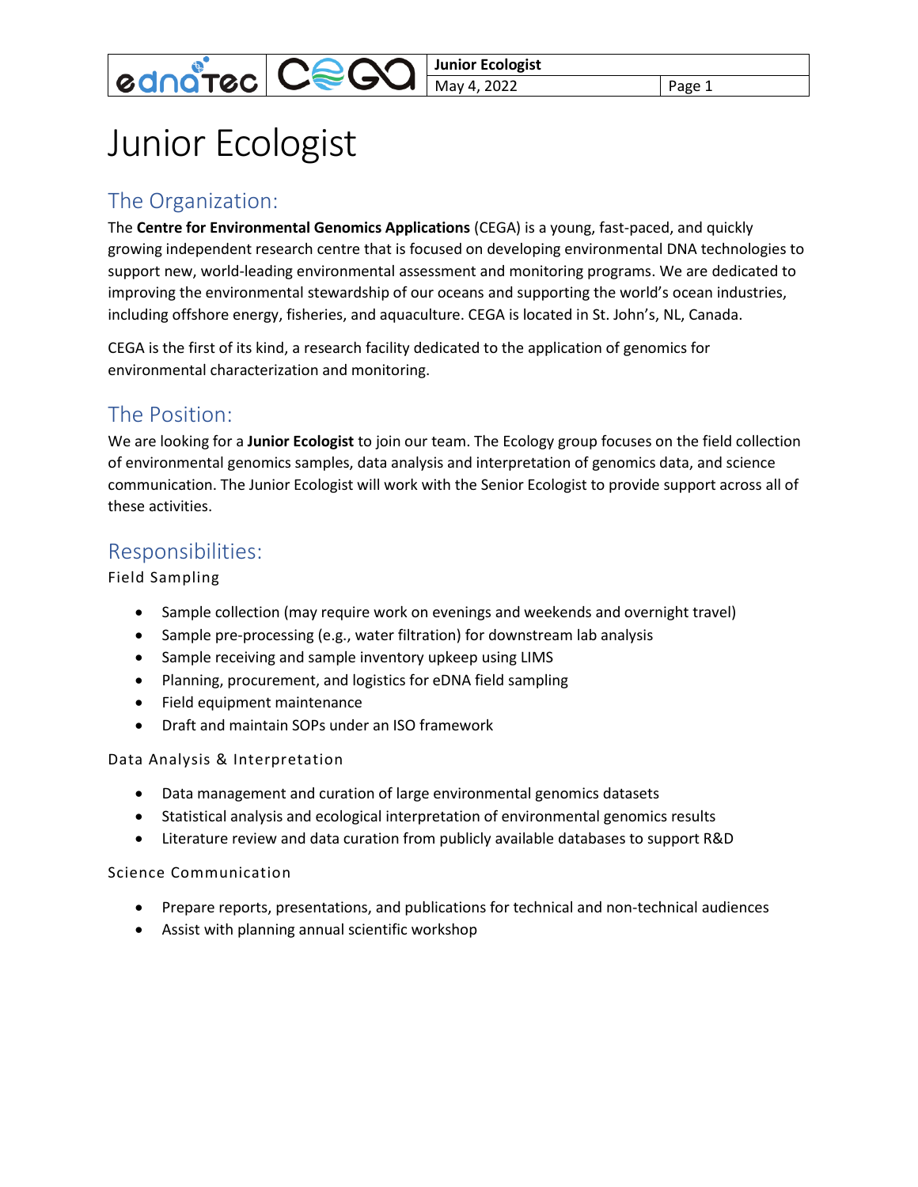# Junior Ecologist

## The Organization:

The **Centre for Environmental Genomics Applications** (CEGA) is a young, fast-paced, and quickly growing independent research centre that is focused on developing environmental DNA technologies to support new, world-leading environmental assessment and monitoring programs. We are dedicated to improving the environmental stewardship of our oceans and supporting the world's ocean industries, including offshore energy, fisheries, and aquaculture. CEGA is located in St. John's, NL, Canada.

CEGA is the first of its kind, a research facility dedicated to the application of genomics for environmental characterization and monitoring.

## The Position:

We are looking for a **Junior Ecologist** to join our team. The Ecology group focuses on the field collection of environmental genomics samples, data analysis and interpretation of genomics data, and science communication. The Junior Ecologist will work with the Senior Ecologist to provide support across all of these activities.

## Responsibilities:

### Field Sampling

- Sample collection (may require work on evenings and weekends and overnight travel)
- Sample pre-processing (e.g., water filtration) for downstream lab analysis
- Sample receiving and sample inventory upkeep using LIMS
- Planning, procurement, and logistics for eDNA field sampling
- Field equipment maintenance
- Draft and maintain SOPs under an ISO framework

### Data Analysis & Interpretation

- Data management and curation of large environmental genomics datasets
- Statistical analysis and ecological interpretation of environmental genomics results
- Literature review and data curation from publicly available databases to support R&D

### Science Communication

- Prepare reports, presentations, and publications for technical and non-technical audiences
- Assist with planning annual scientific workshop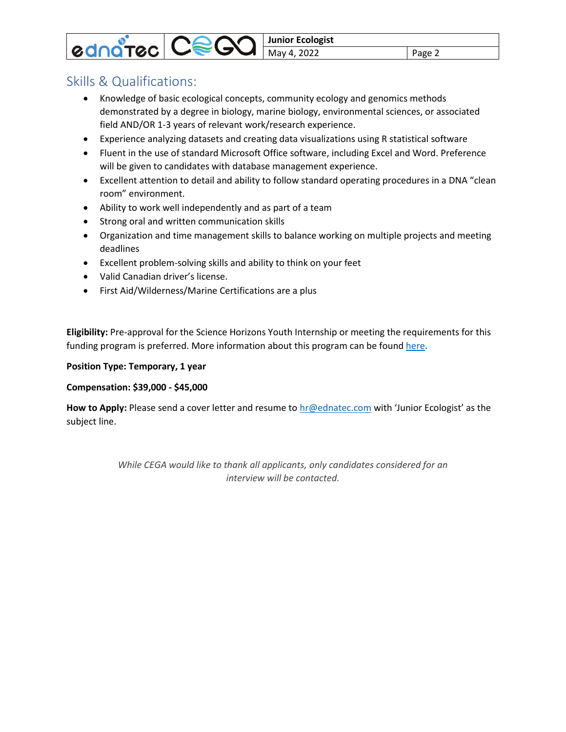## Skills & Qualifications:

- Knowledge of basic ecological concepts, community ecology and genomics methods demonstrated by a degree in biology, marine biology, environmental sciences, or associated field AND/OR 1-3 years of relevant work/research experience.
- Experience analyzing datasets and creating data visualizations using R statistical software
- Fluent in the use of standard Microsoft Office software, including Excel and Word. Preference will be given to candidates with database management experience.
- Excellent attention to detail and ability to follow standard operating procedures in a DNA "clean room" environment.
- Ability to work well independently and as part of a team
- Strong oral and written communication skills
- Organization and time management skills to balance working on multiple projects and meeting deadlines
- Excellent problem-solving skills and ability to think on your feet
- Valid Canadian driver's license.
- First Aid/Wilderness/Marine Certifications are a plus

**Eligibility:** Pre-approval for the Science Horizons Youth Internship or meeting the requirements for this funding program is preferred. More information about this program can be found here.

**Position Type: Temporary, 1 year**

**Compensation: $39,000 - $45,000**

**How to Apply:** Please send a cover letter and resume to hr@ednatec.com with 'Junior Ecologist' as the subject line.

*While CEGA would like to thank all applicants, only candidates considered for an interview will be contacted.*